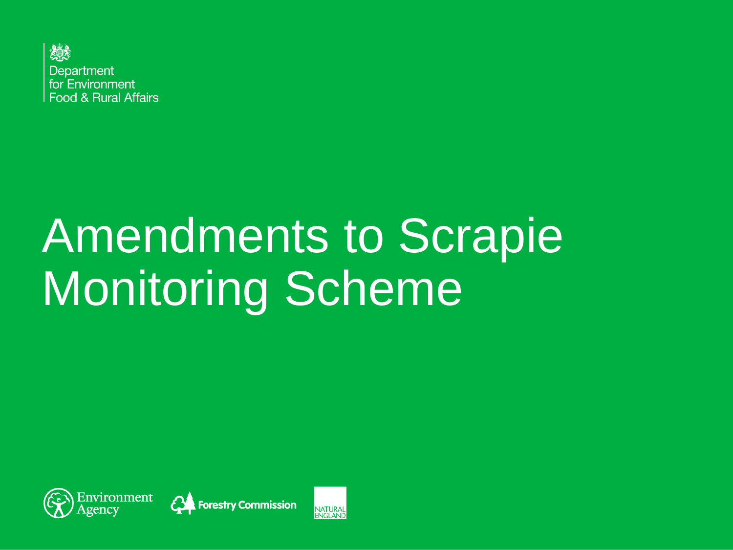Department
for Environment
Food & Rural Affairs

# Amendments to Scrapie Monitoring Scheme

Environment Agency

Forestry Commission

NATURAL ENGLAND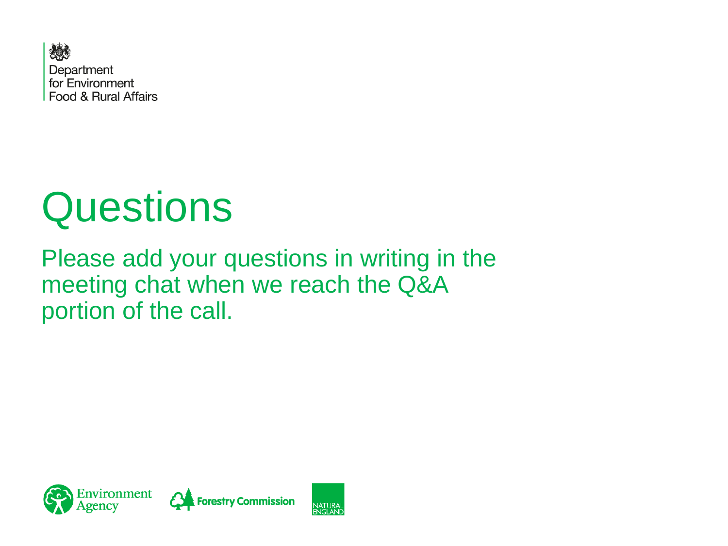Department for Environment Food & Rural Affairs

# Questions

Please add your questions in writing in the meeting chat when we reach the Q&A portion of the call.

Environment Agency Forestry Commission NATURAL ENGLAND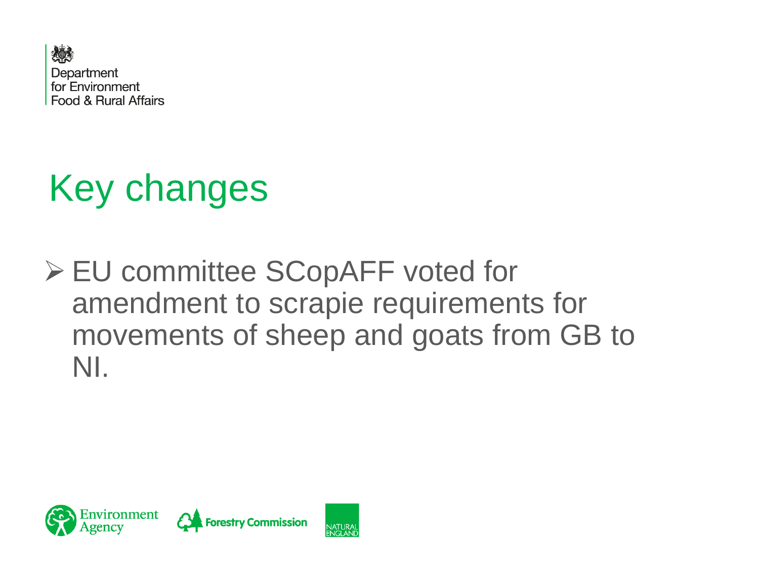# Key changes

- EU committee SCopAFF voted for amendment to scrapie requirements for movements of sheep and goats from GB to NI.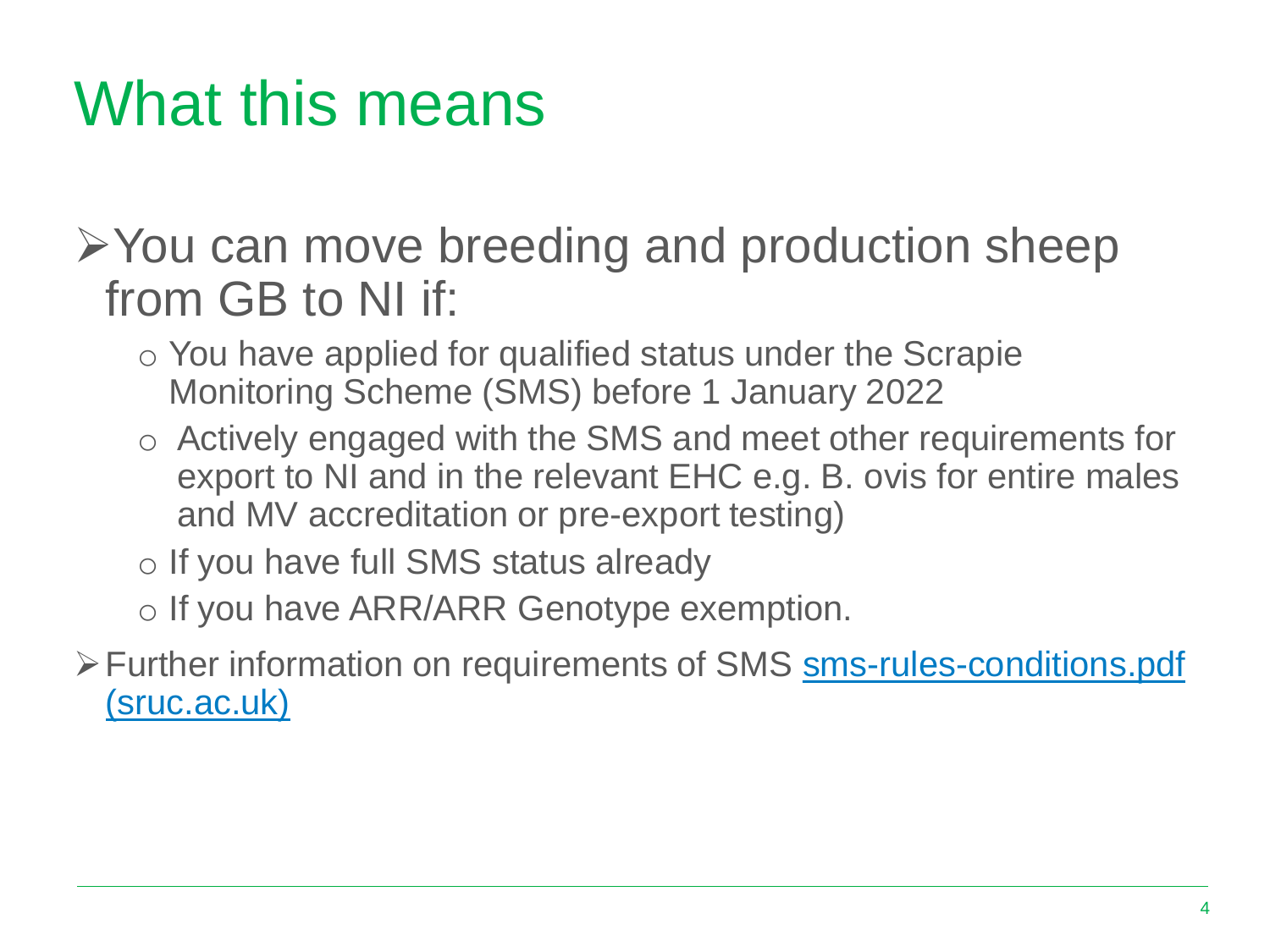# What this means

- You can move breeding and production sheep from GB to NI if:
  - You have applied for qualified status under the Scrapie Monitoring Scheme (SMS) before 1 January 2022
  - Actively engaged with the SMS and meet other requirements for export to NI and in the relevant EHC e.g. B. ovis for entire males and MV accreditation or pre-export testing)
  - If you have full SMS status already
  - If you have ARR/ARR Genotype exemption.
- Further information on requirements of SMS [sms-rules-conditions.pdf (sruc.ac.uk)]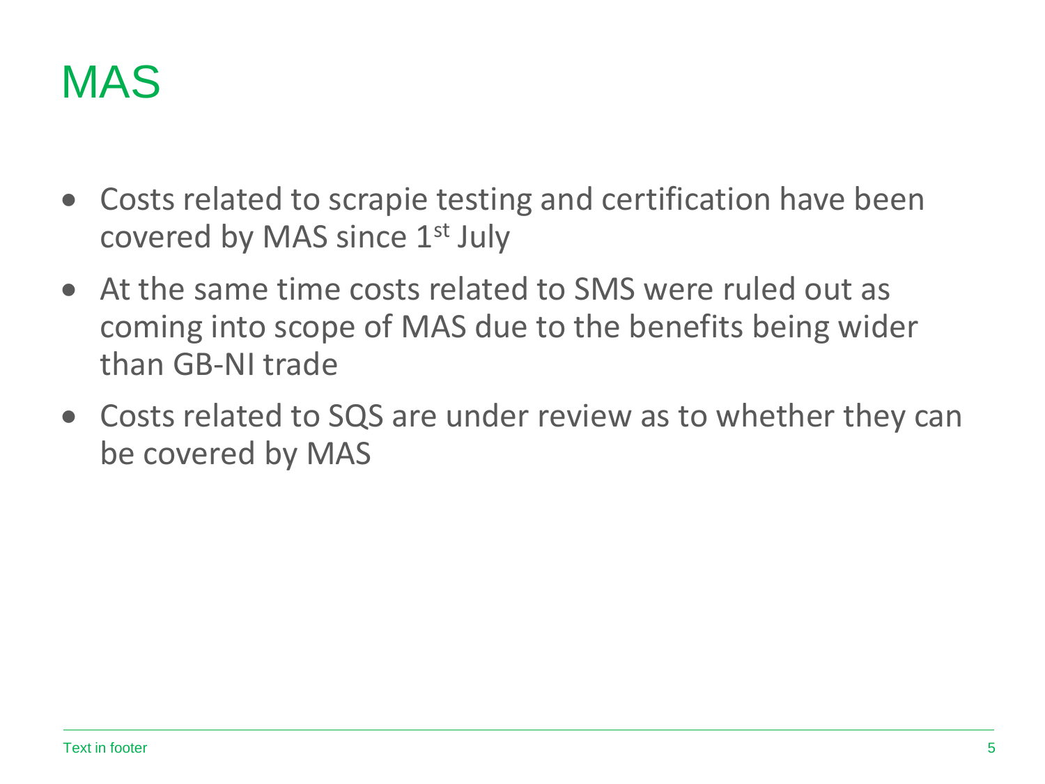# MAS

- Costs related to scrapie testing and certification have been covered by MAS since 1st July
- At the same time costs related to SMS were ruled out as coming into scope of MAS due to the benefits being wider than GB-NI trade
- Costs related to SQS are under review as to whether they can be covered by MAS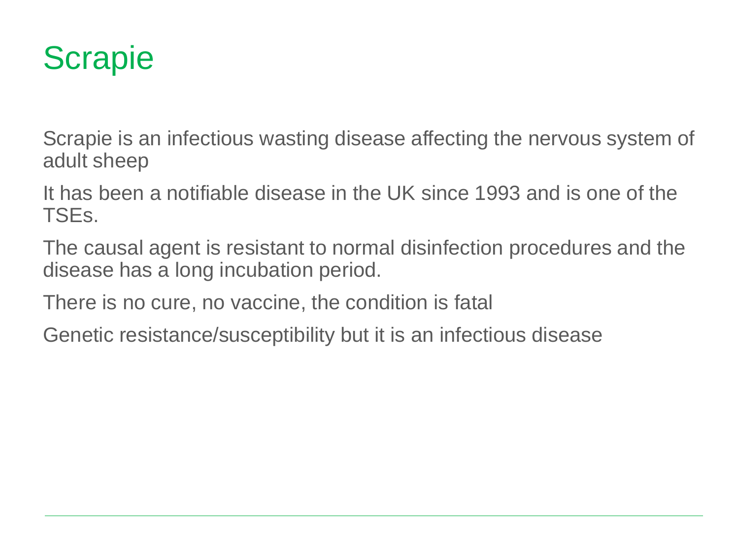# Scrapie

Scrapie is an infectious wasting disease affecting the nervous system of adult sheep

It has been a notifiable disease in the UK since 1993 and is one of the TSEs.

The causal agent is resistant to normal disinfection procedures and the disease has a long incubation period.

There is no cure, no vaccine, the condition is fatal

Genetic resistance/susceptibility but it is an infectious disease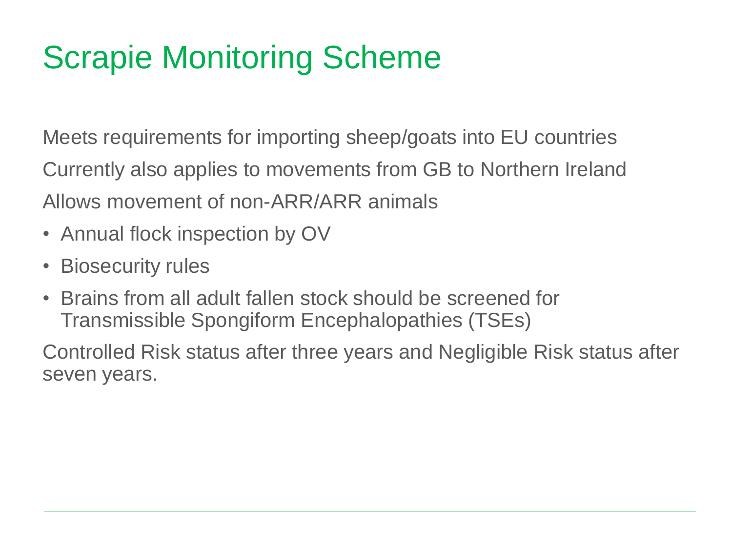# Scrapie Monitoring Scheme

Meets requirements for importing sheep/goats into EU countries

Currently also applies to movements from GB to Northern Ireland

Allows movement of non-ARR/ARR animals

- Annual flock inspection by OV
- Biosecurity rules
- Brains from all adult fallen stock should be screened for Transmissible Spongiform Encephalopathies (TSEs)

Controlled Risk status after three years and Negligible Risk status after seven years.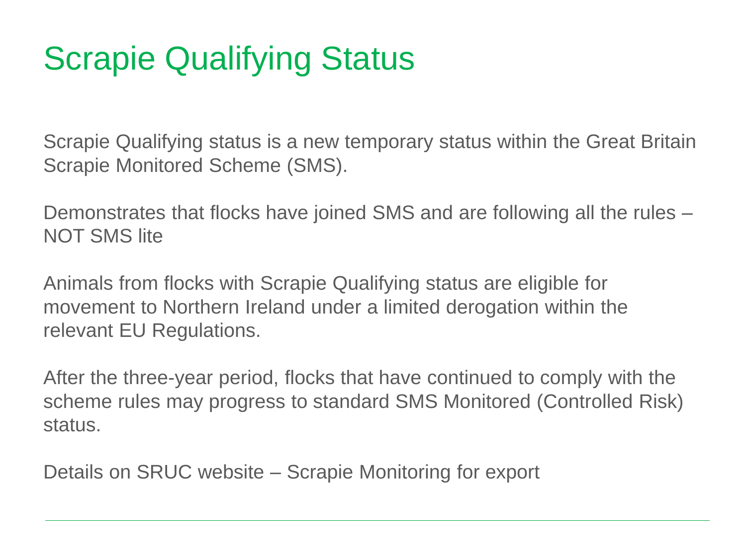# Scrapie Qualifying Status

Scrapie Qualifying status is a new temporary status within the Great Britain Scrapie Monitored Scheme (SMS).

Demonstrates that flocks have joined SMS and are following all the rules – NOT SMS lite

Animals from flocks with Scrapie Qualifying status are eligible for movement to Northern Ireland under a limited derogation within the relevant EU Regulations.

After the three-year period, flocks that have continued to comply with the scheme rules may progress to standard SMS Monitored (Controlled Risk) status.

Details on SRUC website – Scrapie Monitoring for export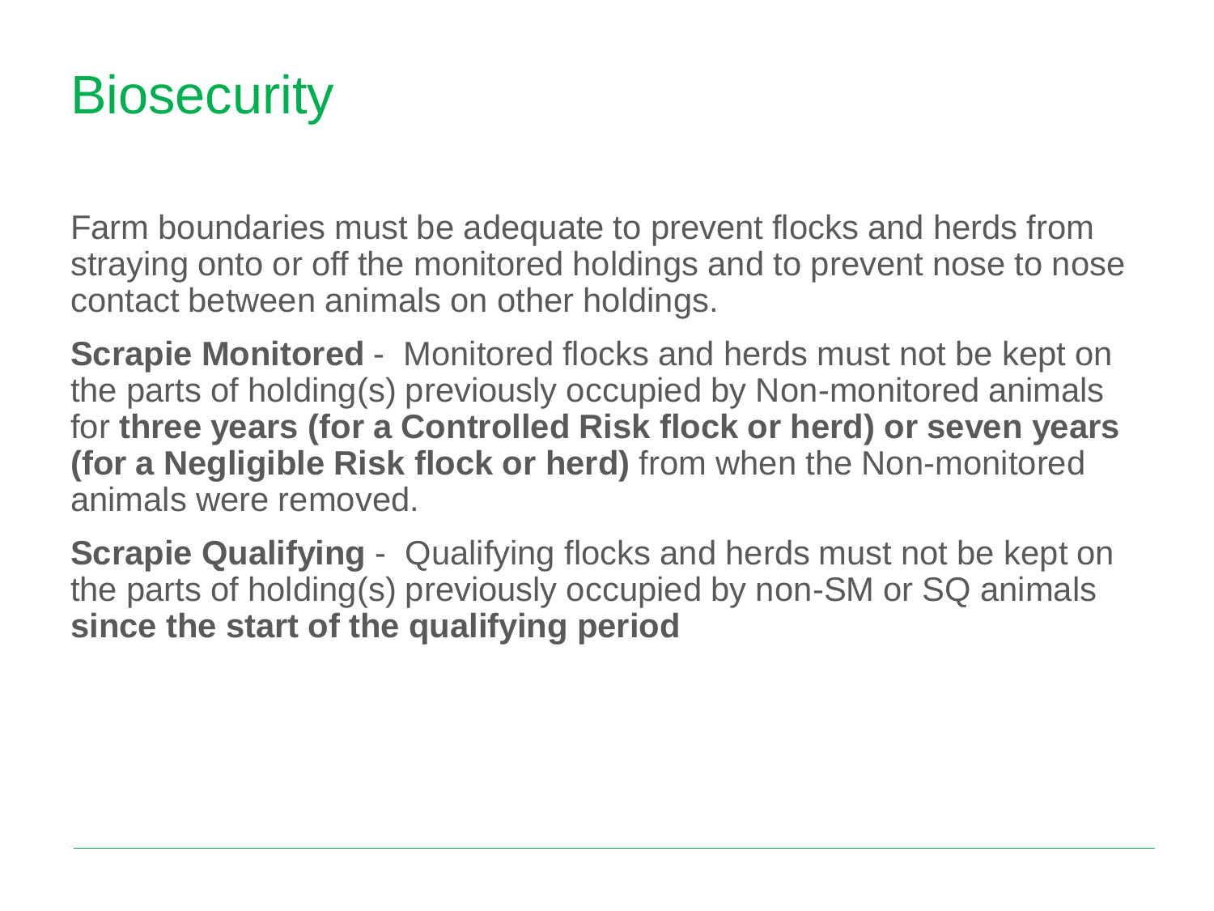# Biosecurity

Farm boundaries must be adequate to prevent flocks and herds from straying onto or off the monitored holdings and to prevent nose to nose contact between animals on other holdings.

**Scrapie Monitored** - Monitored flocks and herds must not be kept on the parts of holding(s) previously occupied by Non-monitored animals for **three years (for a Controlled Risk flock or herd) or seven years (for a Negligible Risk flock or herd)** from when the Non-monitored animals were removed.

**Scrapie Qualifying** - Qualifying flocks and herds must not be kept on the parts of holding(s) previously occupied by non-SM or SQ animals **since the start of the qualifying period**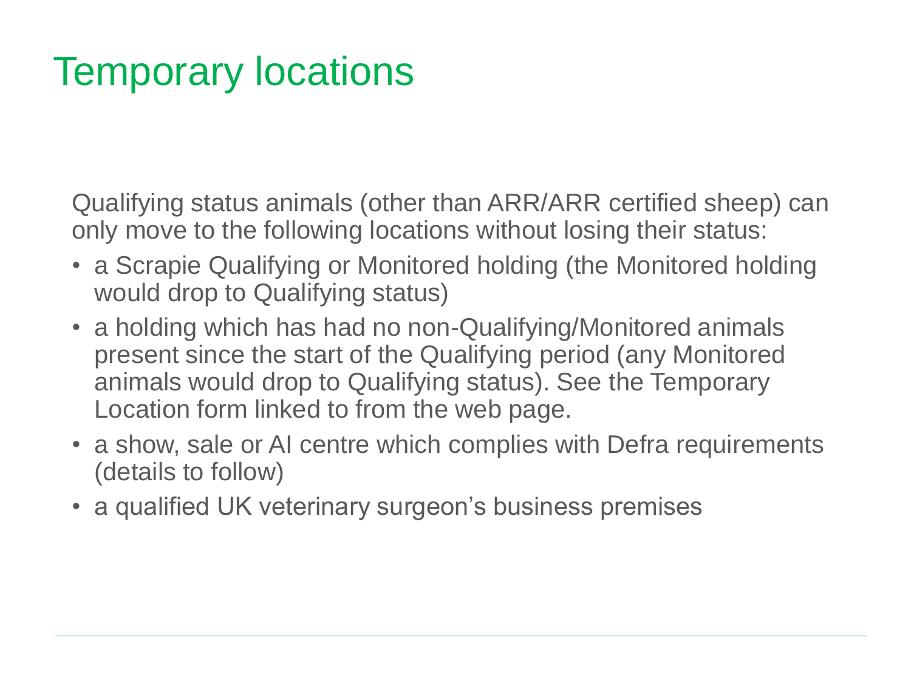# Temporary locations

Qualifying status animals (other than ARR/ARR certified sheep) can only move to the following locations without losing their status:

- a Scrapie Qualifying or Monitored holding (the Monitored holding would drop to Qualifying status)
- a holding which has had no non-Qualifying/Monitored animals present since the start of the Qualifying period (any Monitored animals would drop to Qualifying status). See the Temporary Location form linked to from the web page.
- a show, sale or AI centre which complies with Defra requirements (details to follow)
- a qualified UK veterinary surgeon's business premises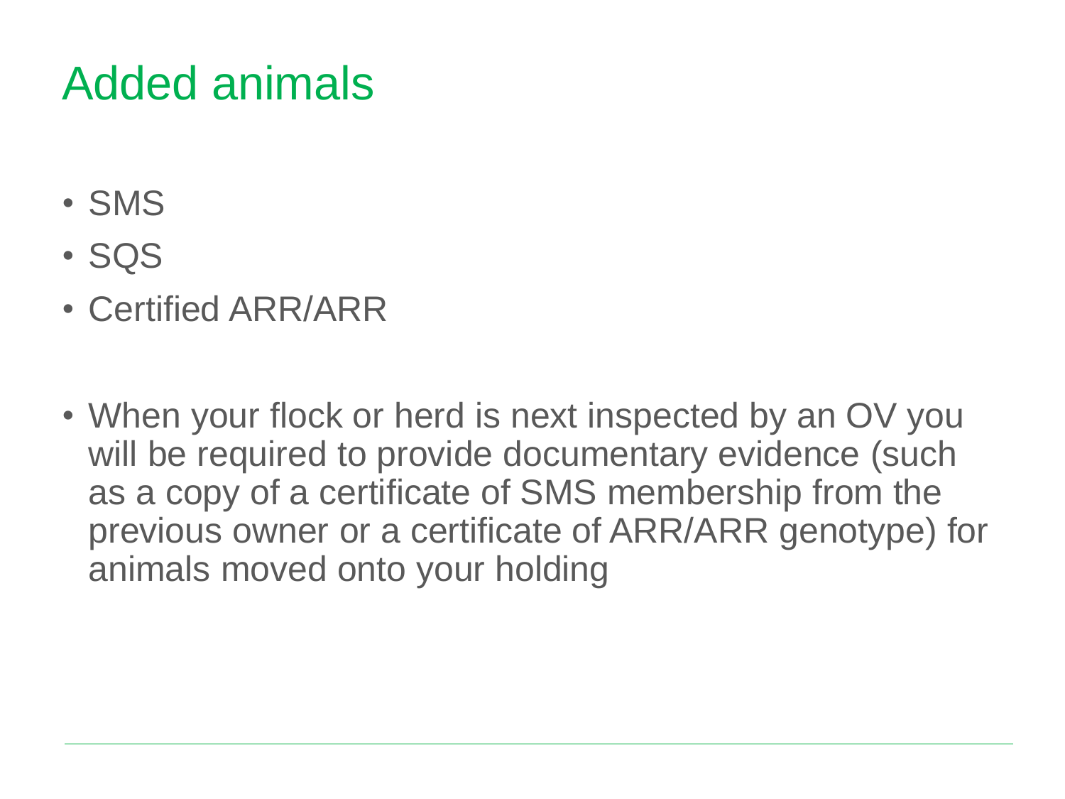# Added animals

- SMS
- SQS
- Certified ARR/ARR

- When your flock or herd is next inspected by an OV you will be required to provide documentary evidence (such as a copy of a certificate of SMS membership from the previous owner or a certificate of ARR/ARR genotype) for animals moved onto your holding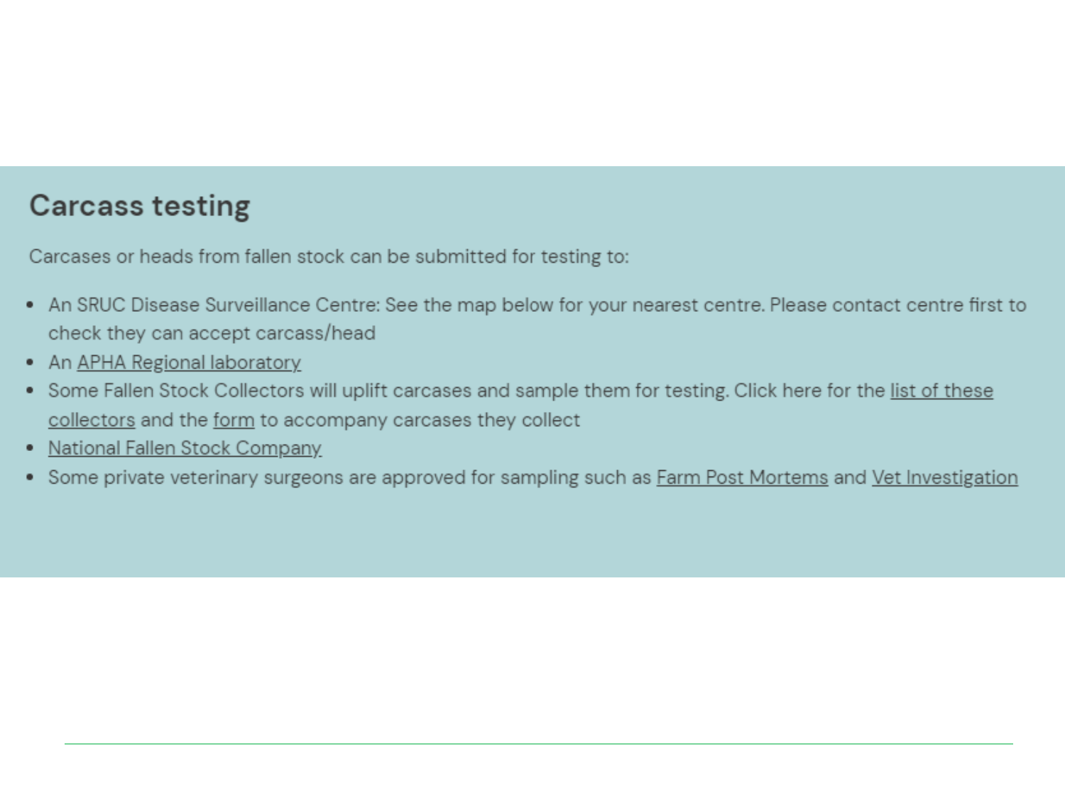## Carcass testing

Carcases or heads from fallen stock can be submitted for testing to:

- An SRUC Disease Surveillance Centre: See the map below for your nearest centre. Please contact centre first to check they can accept carcass/head
- An APHA Regional laboratory
- Some Fallen Stock Collectors will uplift carcases and sample them for testing. Click here for the list of these collectors and the form to accompany carcases they collect
- National Fallen Stock Company
- Some private veterinary surgeons are approved for sampling such as Farm Post Mortems and Vet Investigation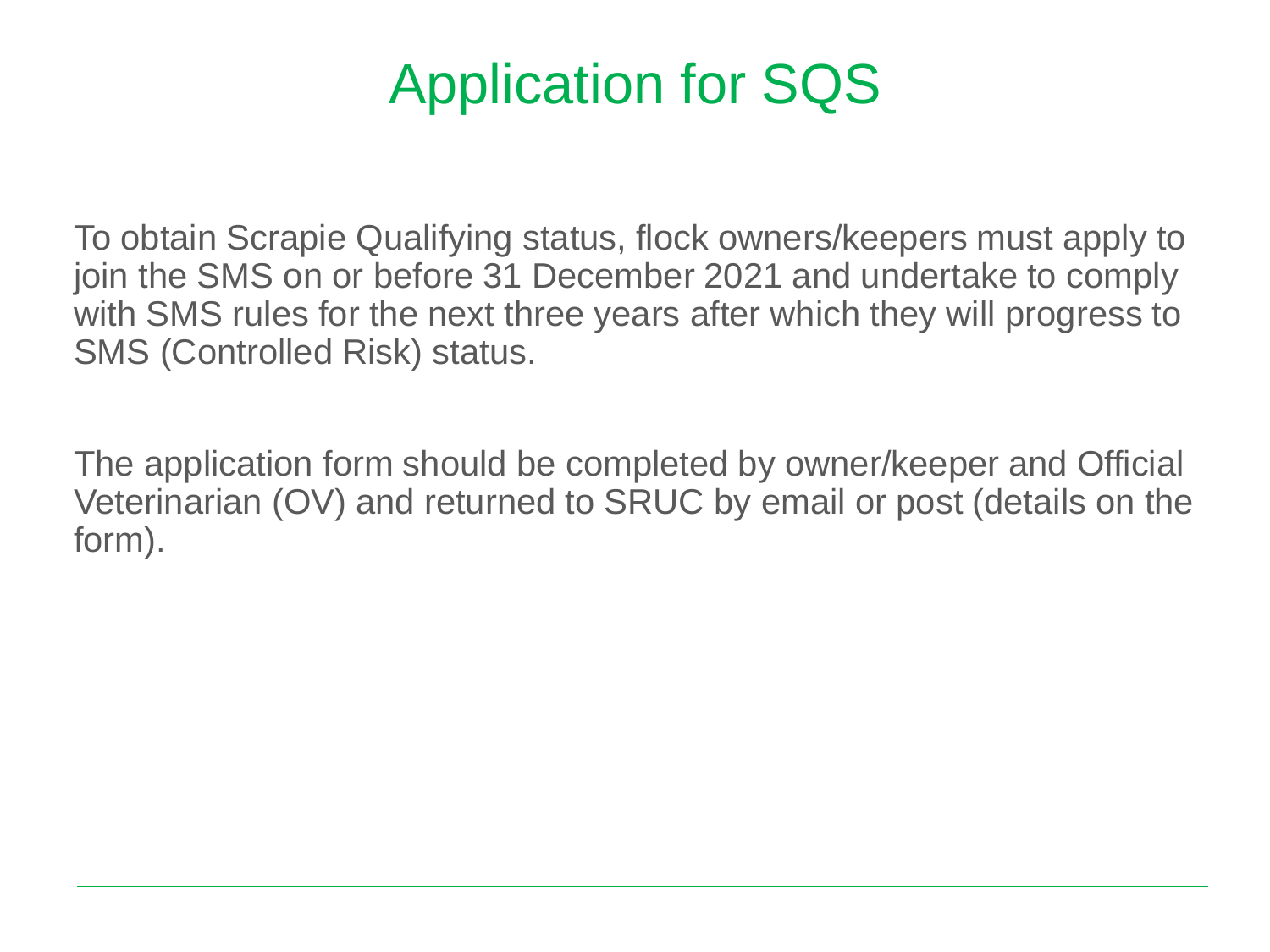# Application for SQS

To obtain Scrapie Qualifying status, flock owners/keepers must apply to join the SMS on or before 31 December 2021 and undertake to comply with SMS rules for the next three years after which they will progress to SMS (Controlled Risk) status.

The application form should be completed by owner/keeper and Official Veterinarian (OV) and returned to SRUC by email or post (details on the form).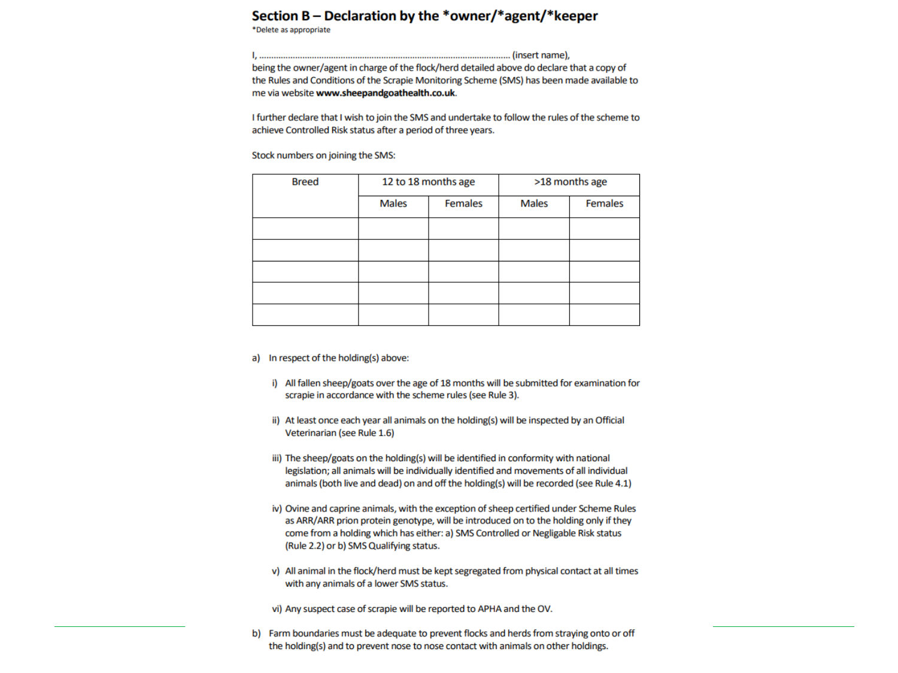## Section B – Declaration by the *owner/*agent/*keeper

*Delete as appropriate

I, ………………………………………………………………………………………… (insert name), being the owner/agent in charge of the flock/herd detailed above do declare that a copy of the Rules and Conditions of the Scrapie Monitoring Scheme (SMS) has been made available to me via website **www.sheepandgoathealth.co.uk**.

I further declare that I wish to join the SMS and undertake to follow the rules of the scheme to achieve Controlled Risk status after a period of three years.

Stock numbers on joining the SMS:

| Breed | 12 to 18 months age | | >18 months age | |
|---|---|---|---|---|
| | Males | Females | Males | Females |
| | | | | |
| | | | | |
| | | | | |
| | | | | |
| | | | | |

a) In respect of the holding(s) above:

   i) All fallen sheep/goats over the age of 18 months will be submitted for examination for scrapie in accordance with the scheme rules (see Rule 3).

   ii) At least once each year all animals on the holding(s) will be inspected by an Official Veterinarian (see Rule 1.6)

   iii) The sheep/goats on the holding(s) will be identified in conformity with national legislation; all animals will be individually identified and movements of all individual animals (both live and dead) on and off the holding(s) will be recorded (see Rule 4.1)

   iv) Ovine and caprine animals, with the exception of sheep certified under Scheme Rules as ARR/ARR prion protein genotype, will be introduced on to the holding only if they come from a holding which has either: a) SMS Controlled or Negligable Risk status (Rule 2.2) or b) SMS Qualifying status.

   v) All animal in the flock/herd must be kept segregated from physical contact at all times with any animals of a lower SMS status.

   vi) Any suspect case of scrapie will be reported to APHA and the OV.

b) Farm boundaries must be adequate to prevent flocks and herds from straying onto or off the holding(s) and to prevent nose to nose contact with animals on other holdings.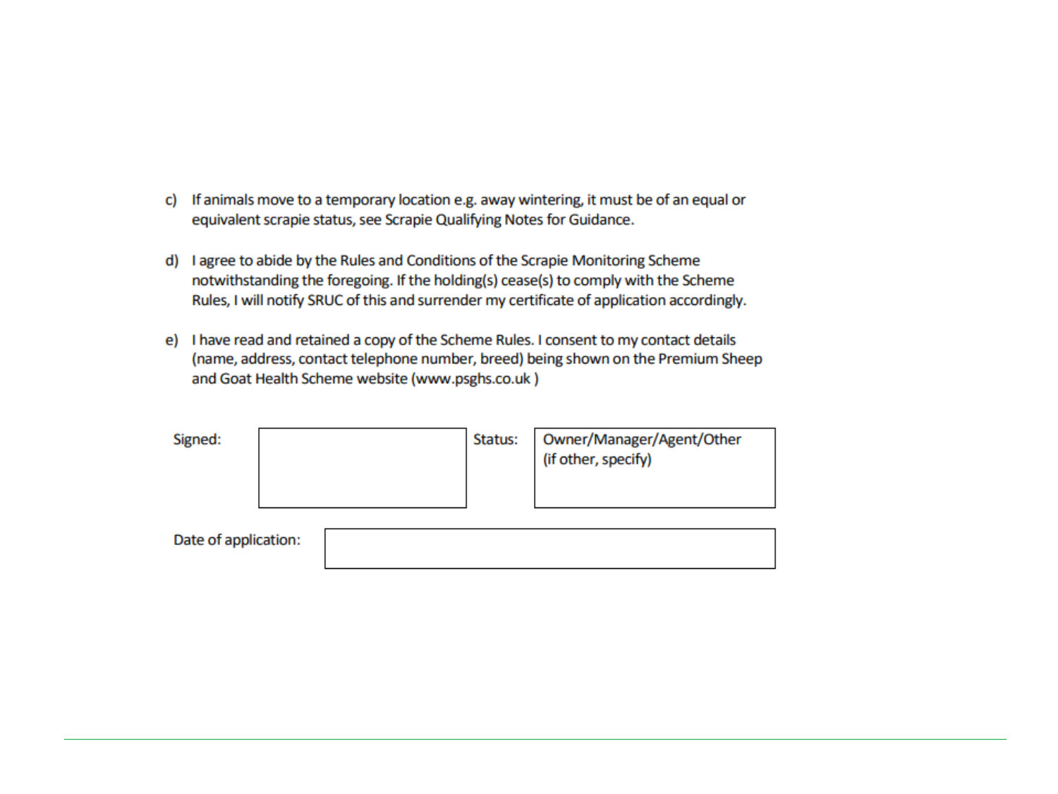c) If animals move to a temporary location e.g. away wintering, it must be of an equal or equivalent scrapie status, see Scrapie Qualifying Notes for Guidance.

d) I agree to abide by the Rules and Conditions of the Scrapie Monitoring Scheme notwithstanding the foregoing. If the holding(s) cease(s) to comply with the Scheme Rules, I will notify SRUC of this and surrender my certificate of application accordingly.

e) I have read and retained a copy of the Scheme Rules. I consent to my contact details (name, address, contact telephone number, breed) being shown on the Premium Sheep and Goat Health Scheme website (www.psghs.co.uk )

| Signed: | | Status: | Owner/Manager/Agent/Other (if other, specify) |
|---|---|---|---|

| Date of application: | |
|---|---|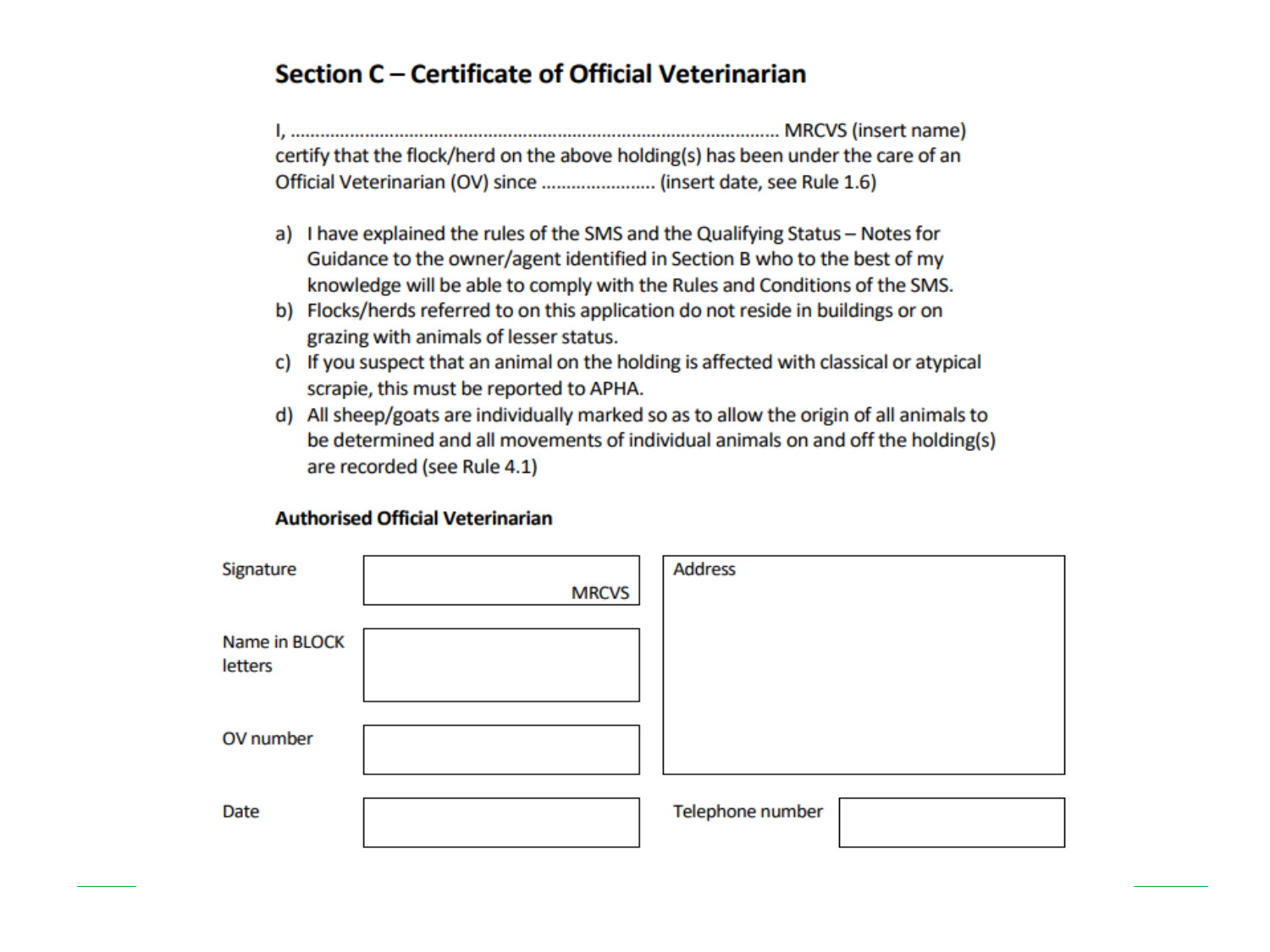## Section C – Certificate of Official Veterinarian

I, ........................................................................................................ MRCVS (insert name) certify that the flock/herd on the above holding(s) has been under the care of an Official Veterinarian (OV) since ...................... (insert date, see Rule 1.6)

a) I have explained the rules of the SMS and the Qualifying Status – Notes for Guidance to the owner/agent identified in Section B who to the best of my knowledge will be able to comply with the Rules and Conditions of the SMS.
b) Flocks/herds referred to on this application do not reside in buildings or on grazing with animals of lesser status.
c) If you suspect that an animal on the holding is affected with classical or atypical scrapie, this must be reported to APHA.
d) All sheep/goats are individually marked so as to allow the origin of all animals to be determined and all movements of individual animals on and off the holding(s) are recorded (see Rule 4.1)

**Authorised Official Veterinarian**

| | | | |
|---|---|---|---|
| Signature | MRCVS | Address | |
| Name in BLOCK letters | | | |
| OV number | | | |
| Date | | Telephone number | |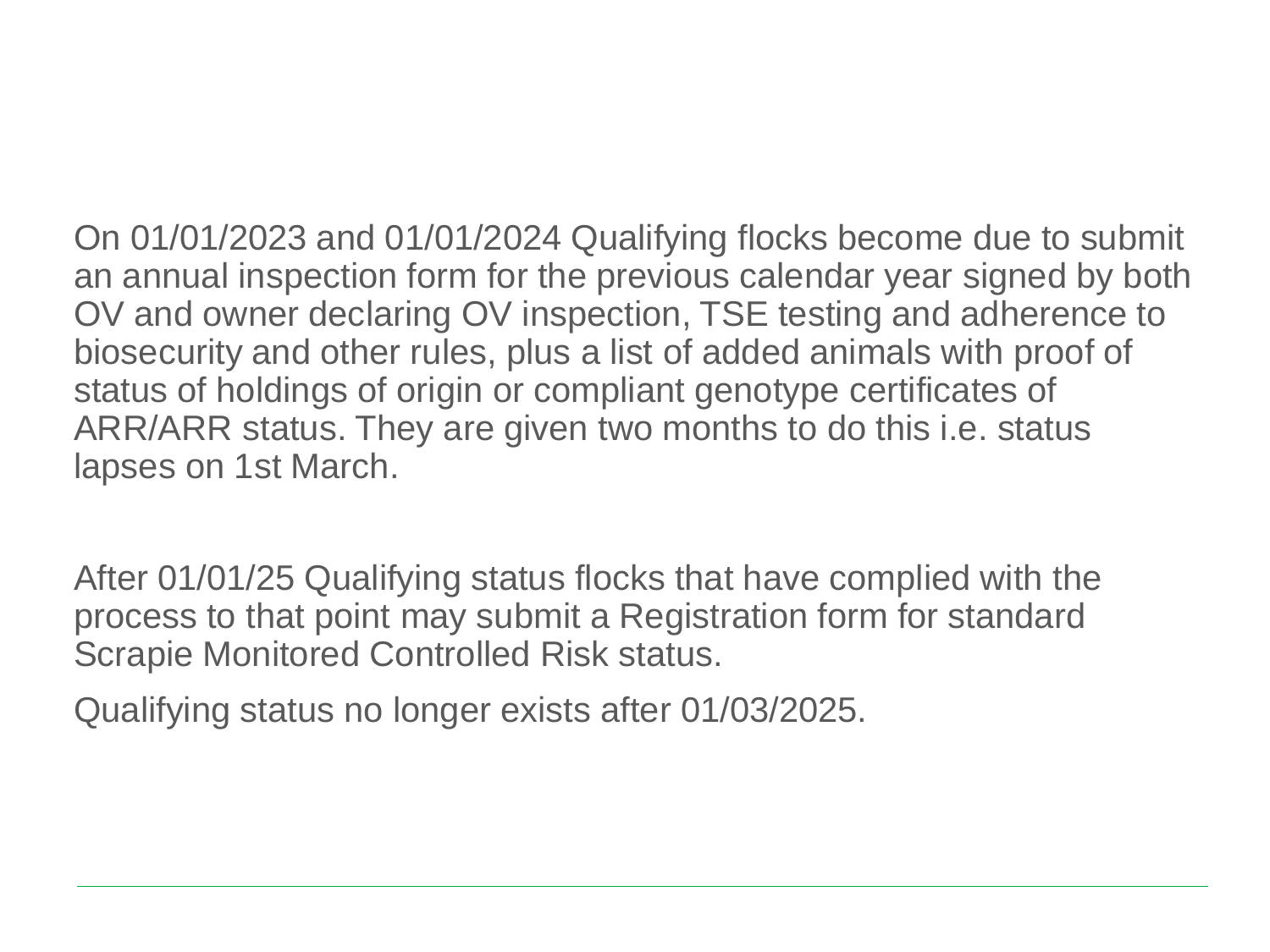On 01/01/2023 and 01/01/2024 Qualifying flocks become due to submit an annual inspection form for the previous calendar year signed by both OV and owner declaring OV inspection, TSE testing and adherence to biosecurity and other rules, plus a list of added animals with proof of status of holdings of origin or compliant genotype certificates of ARR/ARR status. They are given two months to do this i.e. status lapses on 1st March.

After 01/01/25 Qualifying status flocks that have complied with the process to that point may submit a Registration form for standard Scrapie Monitored Controlled Risk status.

Qualifying status no longer exists after 01/03/2025.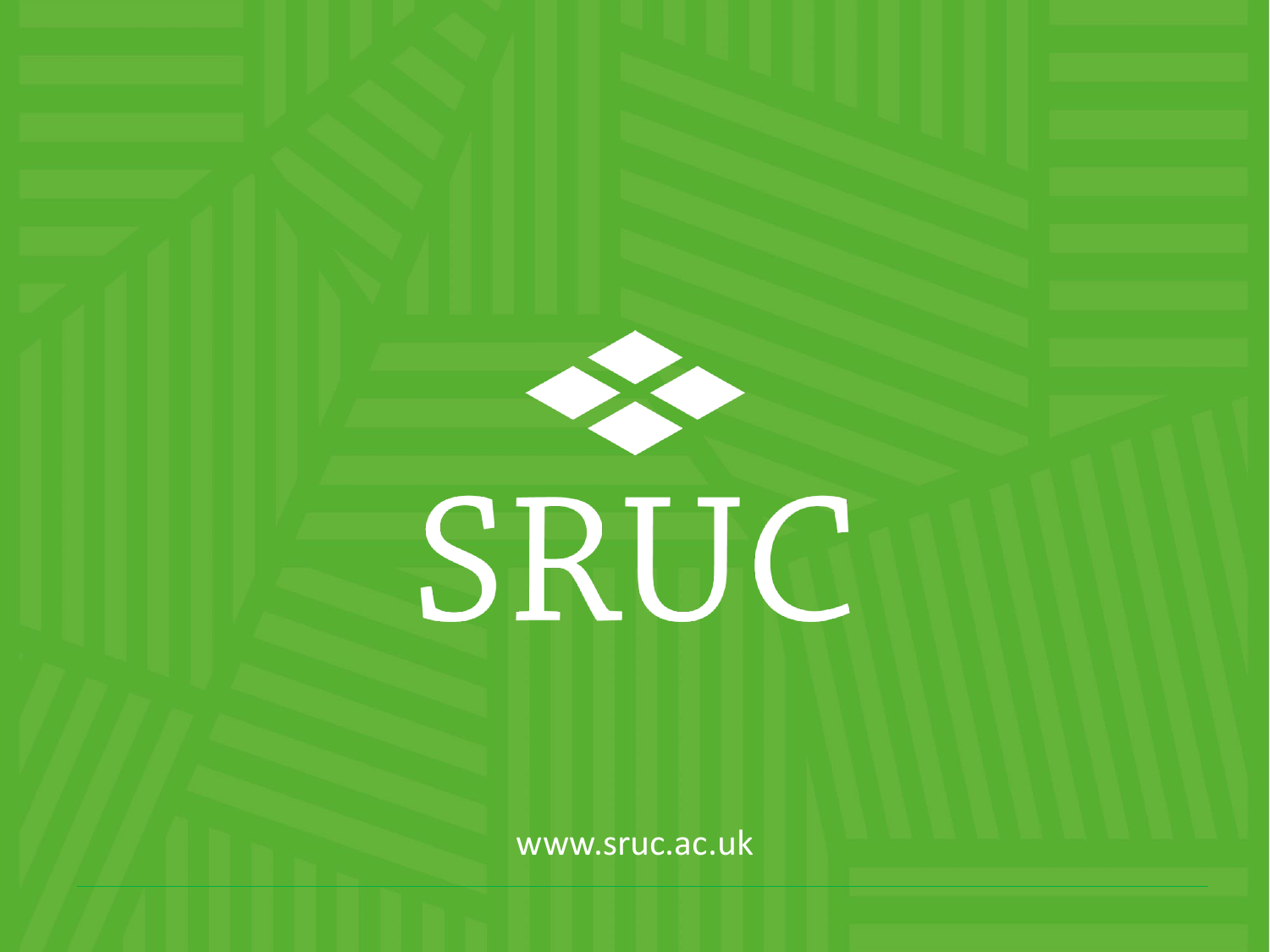SRUC

www.sruc.ac.uk